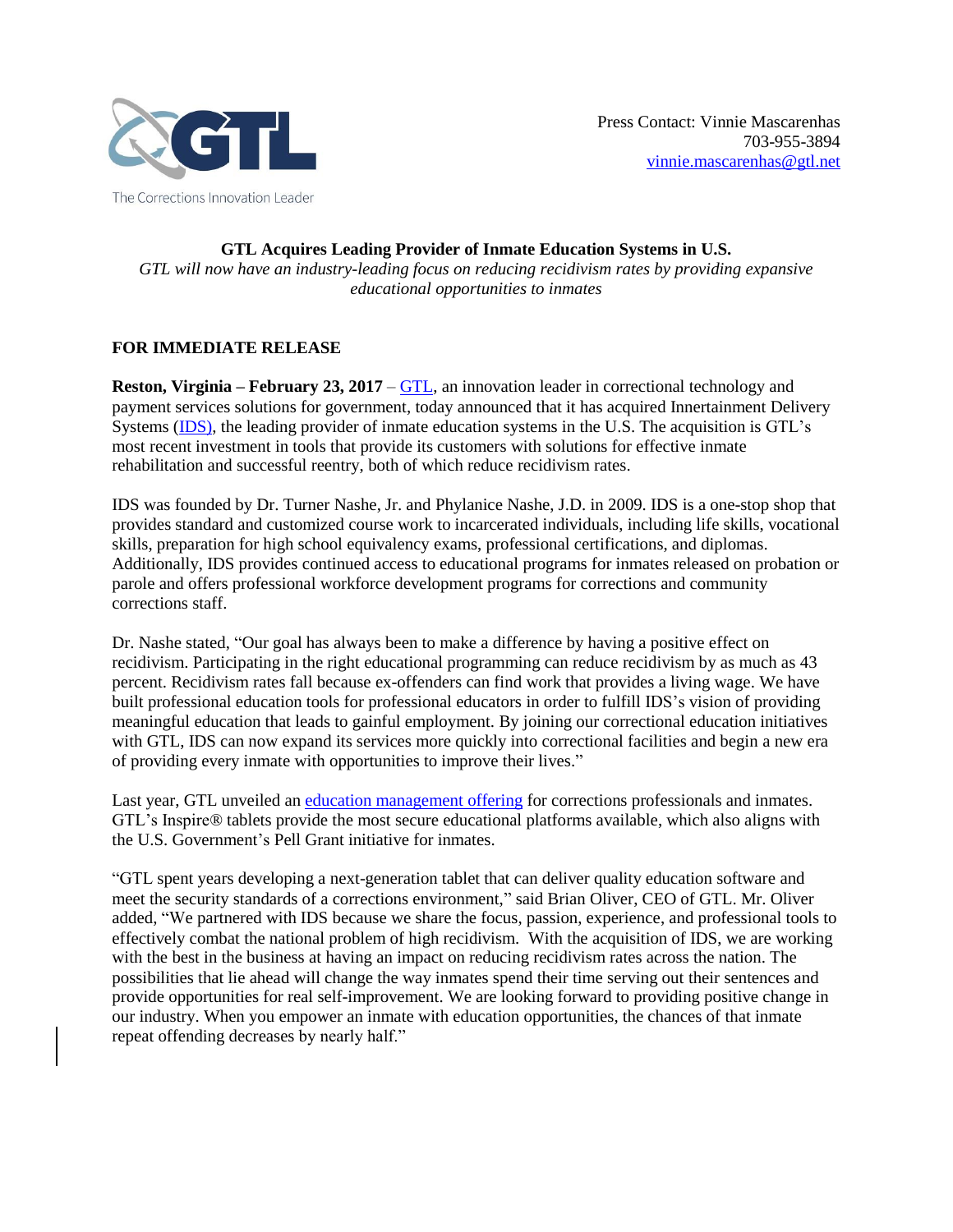GTL

The Corrections Innovation Leader

Press Contact: Vinnie Mascarenhas
703-955-3894
vinnie.mascarenhas@gtl.net

**GTL Acquires Leading Provider of Inmate Education Systems in U.S.**

*GTL will now have an industry-leading focus on reducing recidivism rates by providing expansive educational opportunities to inmates*

**FOR IMMEDIATE RELEASE**

**Reston, Virginia – February 23, 2017** – GTL, an innovation leader in correctional technology and payment services solutions for government, today announced that it has acquired Innertainment Delivery Systems (IDS), the leading provider of inmate education systems in the U.S. The acquisition is GTL's most recent investment in tools that provide its customers with solutions for effective inmate rehabilitation and successful reentry, both of which reduce recidivism rates.

IDS was founded by Dr. Turner Nashe, Jr. and Phylanice Nashe, J.D. in 2009. IDS is a one-stop shop that provides standard and customized course work to incarcerated individuals, including life skills, vocational skills, preparation for high school equivalency exams, professional certifications, and diplomas. Additionally, IDS provides continued access to educational programs for inmates released on probation or parole and offers professional workforce development programs for corrections and community corrections staff.

Dr. Nashe stated, "Our goal has always been to make a difference by having a positive effect on recidivism. Participating in the right educational programming can reduce recidivism by as much as 43 percent. Recidivism rates fall because ex-offenders can find work that provides a living wage. We have built professional education tools for professional educators in order to fulfill IDS's vision of providing meaningful education that leads to gainful employment. By joining our correctional education initiatives with GTL, IDS can now expand its services more quickly into correctional facilities and begin a new era of providing every inmate with opportunities to improve their lives."

Last year, GTL unveiled an education management offering for corrections professionals and inmates. GTL's Inspire® tablets provide the most secure educational platforms available, which also aligns with the U.S. Government's Pell Grant initiative for inmates.

"GTL spent years developing a next-generation tablet that can deliver quality education software and meet the security standards of a corrections environment," said Brian Oliver, CEO of GTL. Mr. Oliver added, "We partnered with IDS because we share the focus, passion, experience, and professional tools to effectively combat the national problem of high recidivism. With the acquisition of IDS, we are working with the best in the business at having an impact on reducing recidivism rates across the nation. The possibilities that lie ahead will change the way inmates spend their time serving out their sentences and provide opportunities for real self-improvement. We are looking forward to providing positive change in our industry. When you empower an inmate with education opportunities, the chances of that inmate repeat offending decreases by nearly half."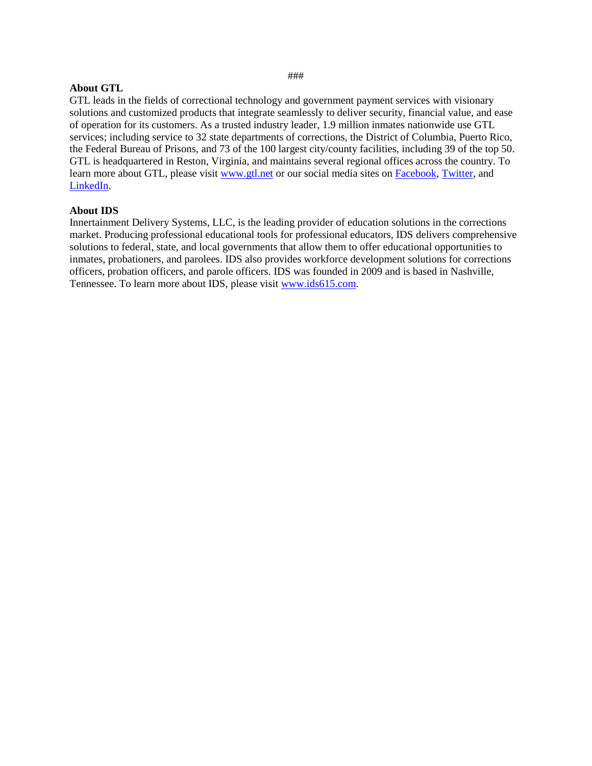###

**About GTL**

GTL leads in the fields of correctional technology and government payment services with visionary solutions and customized products that integrate seamlessly to deliver security, financial value, and ease of operation for its customers. As a trusted industry leader, 1.9 million inmates nationwide use GTL services; including service to 32 state departments of corrections, the District of Columbia, Puerto Rico, the Federal Bureau of Prisons, and 73 of the 100 largest city/county facilities, including 39 of the top 50. GTL is headquartered in Reston, Virginia, and maintains several regional offices across the country. To learn more about GTL, please visit www.gtl.net or our social media sites on Facebook, Twitter, and LinkedIn.

**About IDS**

Innertainment Delivery Systems, LLC, is the leading provider of education solutions in the corrections market. Producing professional educational tools for professional educators, IDS delivers comprehensive solutions to federal, state, and local governments that allow them to offer educational opportunities to inmates, probationers, and parolees. IDS also provides workforce development solutions for corrections officers, probation officers, and parole officers. IDS was founded in 2009 and is based in Nashville, Tennessee. To learn more about IDS, please visit www.ids615.com.